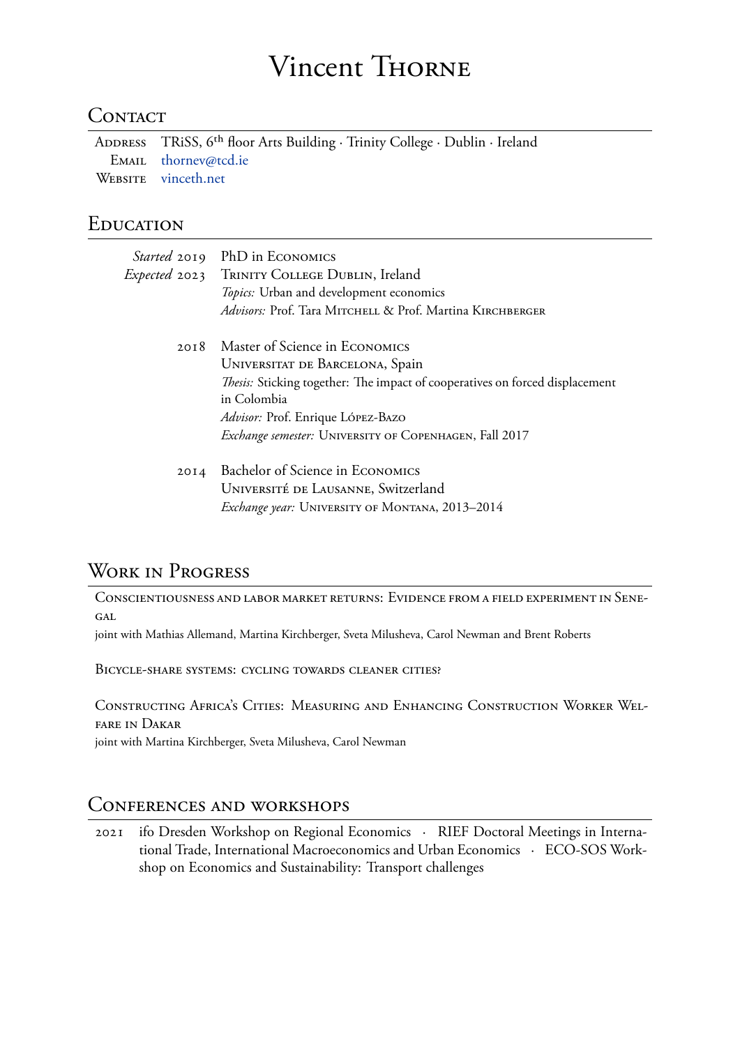# Vincent Thorne

## Contact

Address TRiSS, 6th floor Arts Building · Trinity College · Dublin · Ireland
Email thornev@tcd.ie
Website vinceth.net

## Education

*Started* 2019 — PhD in Economics
*Expected* 2023 — Trinity College Dublin, Ireland
*Topics:* Urban and development economics
*Advisors:* Prof. Tara Mitchell & Prof. Martina Kirchberger

2018 — Master of Science in Economics
Universitat de Barcelona, Spain
*Thesis:* Sticking together: The impact of cooperatives on forced displacement in Colombia
*Advisor:* Prof. Enrique López-Bazo
*Exchange semester:* University of Copenhagen, Fall 2017

2014 — Bachelor of Science in Economics
Université de Lausanne, Switzerland
*Exchange year:* University of Montana, 2013–2014

## Work in Progress

Conscientiousness and labor market returns: Evidence from a field experiment in Senegal
joint with Mathias Allemand, Martina Kirchberger, Sveta Milusheva, Carol Newman and Brent Roberts

Bicycle-share systems: cycling towards cleaner cities?

Constructing Africa's Cities: Measuring and Enhancing Construction Worker Welfare in Dakar
joint with Martina Kirchberger, Sveta Milusheva, Carol Newman

## Conferences and workshops

2021 — ifo Dresden Workshop on Regional Economics · RIEF Doctoral Meetings in International Trade, International Macroeconomics and Urban Economics · ECO-SOS Workshop on Economics and Sustainability: Transport challenges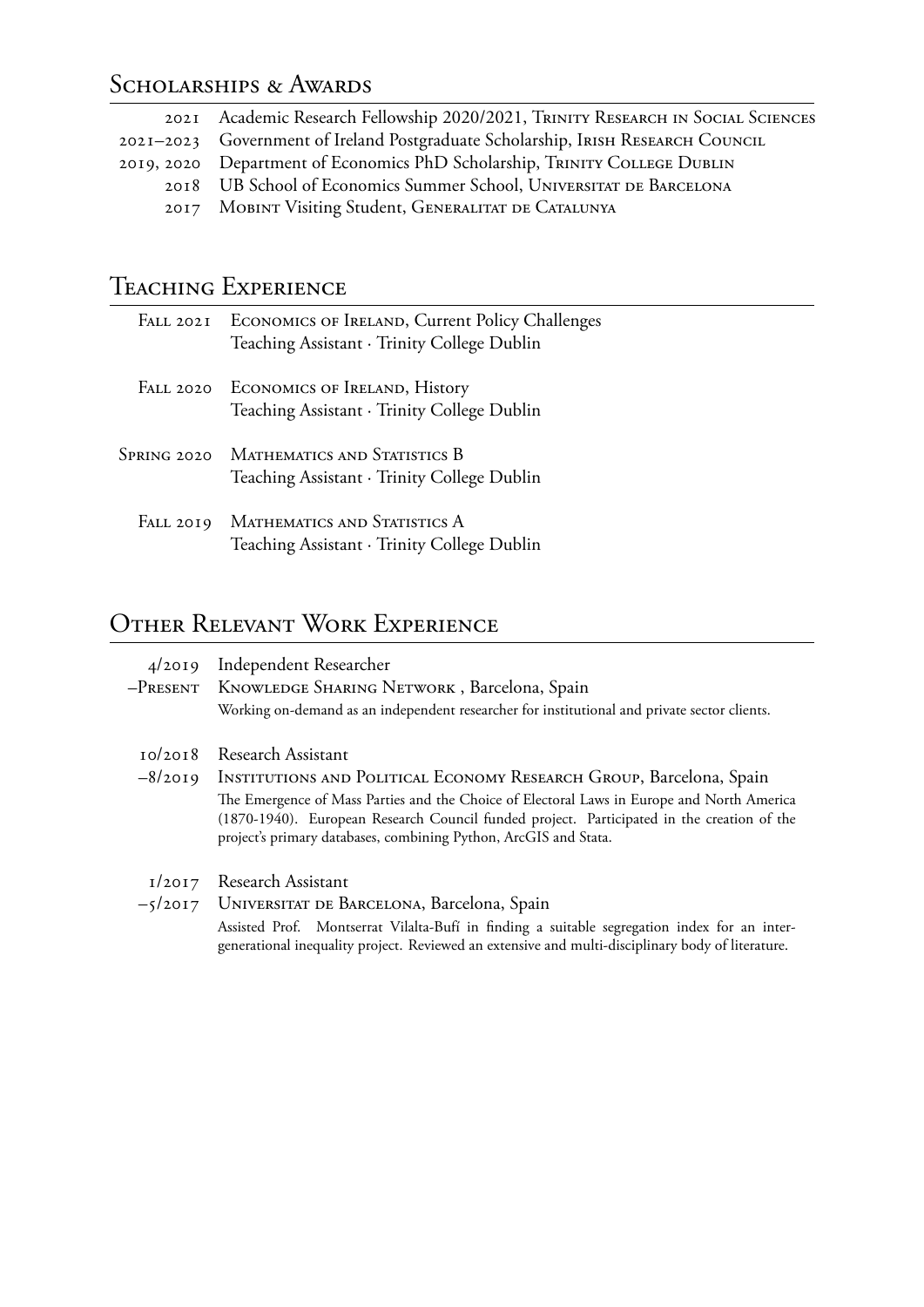## Scholarships & Awards

- 2021 — Academic Research Fellowship 2020/2021, Trinity Research in Social Sciences
- 2021–2023 — Government of Ireland Postgraduate Scholarship, Irish Research Council
- 2019, 2020 — Department of Economics PhD Scholarship, Trinity College Dublin
- 2018 — UB School of Economics Summer School, Universitat de Barcelona
- 2017 — Mobint Visiting Student, Generalitat de Catalunya

## Teaching Experience

**Fall 2021** — Economics of Ireland, Current Policy Challenges
Teaching Assistant · Trinity College Dublin

**Fall 2020** — Economics of Ireland, History
Teaching Assistant · Trinity College Dublin

**Spring 2020** — Mathematics and Statistics B
Teaching Assistant · Trinity College Dublin

**Fall 2019** — Mathematics and Statistics A
Teaching Assistant · Trinity College Dublin

## Other Relevant Work Experience

**4/2019 –Present** — Independent Researcher
Knowledge Sharing Network , Barcelona, Spain
Working on-demand as an independent researcher for institutional and private sector clients.

**10/2018 –8/2019** — Research Assistant
Institutions and Political Economy Research Group, Barcelona, Spain
The Emergence of Mass Parties and the Choice of Electoral Laws in Europe and North America (1870-1940). European Research Council funded project. Participated in the creation of the project's primary databases, combining Python, ArcGIS and Stata.

**1/2017 –5/2017** — Research Assistant
Universitat de Barcelona, Barcelona, Spain
Assisted Prof. Montserrat Vilalta-Bufí in finding a suitable segregation index for an intergenerational inequality project. Reviewed an extensive and multi-disciplinary body of literature.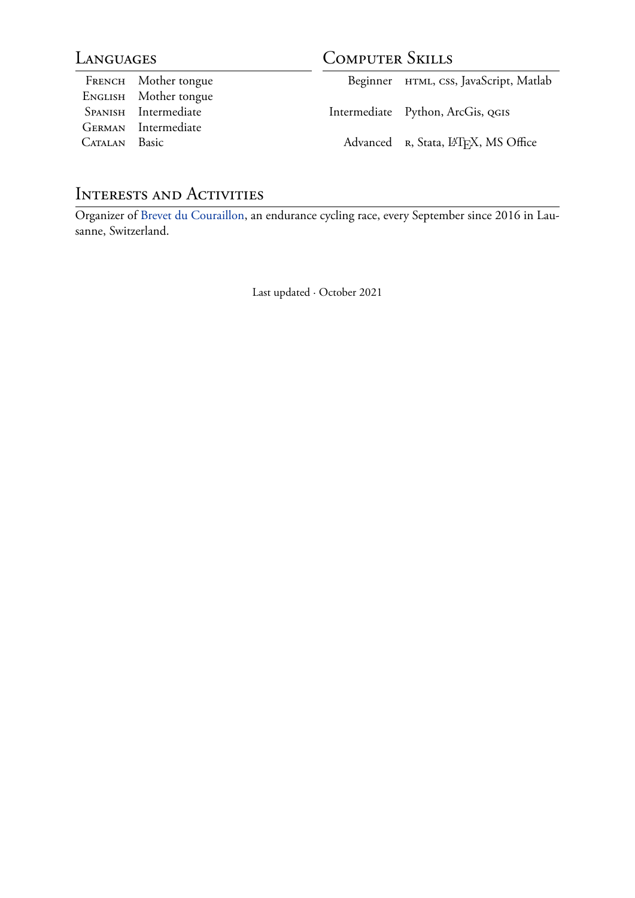## Languages

| | |
|---|---|
| French | Mother tongue |
| English | Mother tongue |
| Spanish | Intermediate |
| German | Intermediate |
| Catalan | Basic |

## Computer Skills

| | |
|---|---|
| Beginner | HTML, CSS, JavaScript, Matlab |
| Intermediate | Python, ArcGis, QGIS |
| Advanced | R, Stata, LaTeX, MS Office |

## Interests and Activities

Organizer of Brevet du Couraillon, an endurance cycling race, every September since 2016 in Lausanne, Switzerland.

Last updated · October 2021